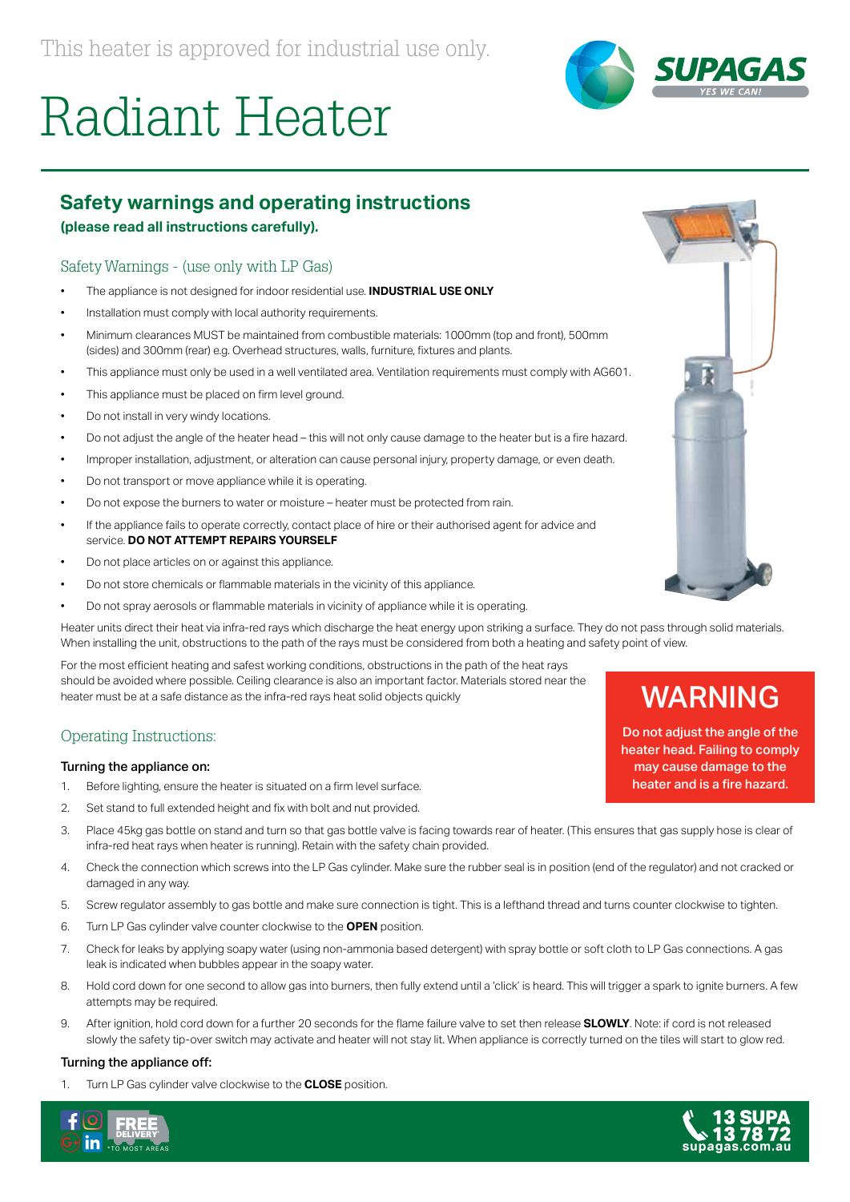This heater is approved for industrial use only.

# Radiant Heater

## Safety warnings and operating instructions

**(please read all instructions carefully).**

### Safety Warnings - (use only with LP Gas)

- The appliance is not designed for indoor residential use. **INDUSTRIAL USE ONLY**
- Installation must comply with local authority requirements.
- Minimum clearances MUST be maintained from combustible materials: 1000mm (top and front), 500mm (sides) and 300mm (rear) e.g. Overhead structures, walls, furniture, fixtures and plants.
- This appliance must only be used in a well ventilated area. Ventilation requirements must comply with AG601.
- This appliance must be placed on firm level ground.
- Do not install in very windy locations.
- Do not adjust the angle of the heater head – this will not only cause damage to the heater but is a fire hazard.
- Improper installation, adjustment, or alteration can cause personal injury, property damage, or even death.
- Do not transport or move appliance while it is operating.
- Do not expose the burners to water or moisture – heater must be protected from rain.
- If the appliance fails to operate correctly, contact place of hire or their authorised agent for advice and service. **DO NOT ATTEMPT REPAIRS YOURSELF**
- Do not place articles on or against this appliance.
- Do not store chemicals or flammable materials in the vicinity of this appliance.
- Do not spray aerosols or flammable materials in vicinity of appliance while it is operating.

Heater units direct their heat via infra-red rays which discharge the heat energy upon striking a surface. They do not pass through solid materials. When installing the unit, obstructions to the path of the rays must be considered from both a heating and safety point of view.

For the most efficient heating and safest working conditions, obstructions in the path of the heat rays should be avoided where possible. Ceiling clearance is also an important factor. Materials stored near the heater must be at a safe distance as the infra-red rays heat solid objects quickly

**WARNING**

**Do not adjust the angle of the heater head. Failing to comply may cause damage to the heater and is a fire hazard.**

### Operating Instructions:

#### Turning the appliance on:

1. Before lighting, ensure the heater is situated on a firm level surface.
2. Set stand to full extended height and fix with bolt and nut provided.
3. Place 45kg gas bottle on stand and turn so that gas bottle valve is facing towards rear of heater. (This ensures that gas supply hose is clear of infra-red heat rays when heater is running). Retain with the safety chain provided.
4. Check the connection which screws into the LP Gas cylinder. Make sure the rubber seal is in position (end of the regulator) and not cracked or damaged in any way.
5. Screw regulator assembly to gas bottle and make sure connection is tight. This is a lefthand thread and turns counter clockwise to tighten.
6. Turn LP Gas cylinder valve counter clockwise to the **OPEN** position.
7. Check for leaks by applying soapy water (using non-ammonia based detergent) with spray bottle or soft cloth to LP Gas connections. A gas leak is indicated when bubbles appear in the soapy water.
8. Hold cord down for one second to allow gas into burners, then fully extend until a 'click' is heard. This will trigger a spark to ignite burners. A few attempts may be required.
9. After ignition, hold cord down for a further 20 seconds for the flame failure valve to set then release **SLOWLY**. Note: if cord is not released slowly the safety tip-over switch may activate and heater will not stay lit. When appliance is correctly turned on the tiles will start to glow red.

#### Turning the appliance off:

1. Turn LP Gas cylinder valve clockwise to the **CLOSE** position.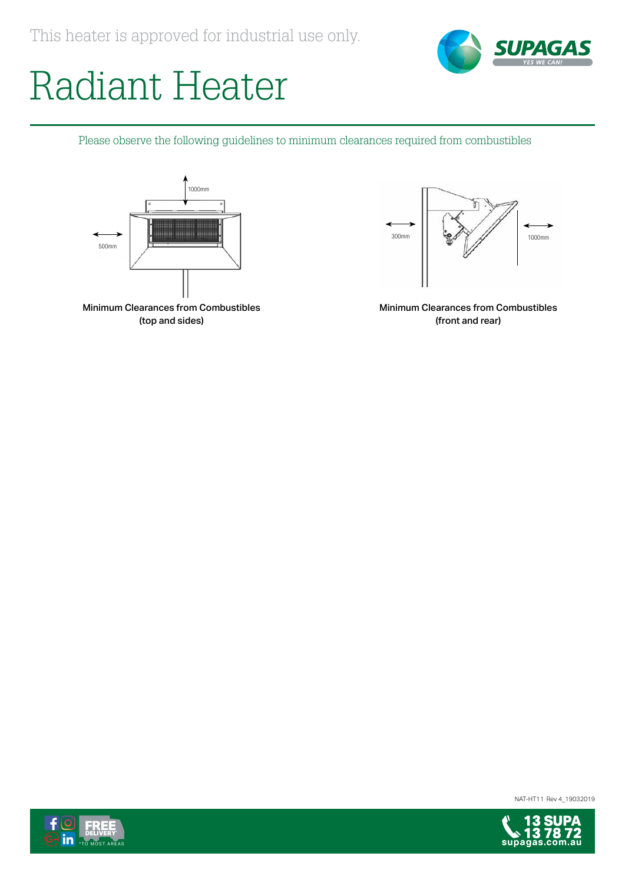This heater is approved for industrial use only.

# Radiant Heater

Please observe the following guidelines to minimum clearances required from combustibles

1000mm

500mm

Minimum Clearances from Combustibles (top and sides)

300mm

1000mm

Minimum Clearances from Combustibles (front and rear)

NAT-HT11 Rev 4_19032019

FREE DELIVERY* *TO MOST AREAS

13 SUPA
13 78 72
supagas.com.au